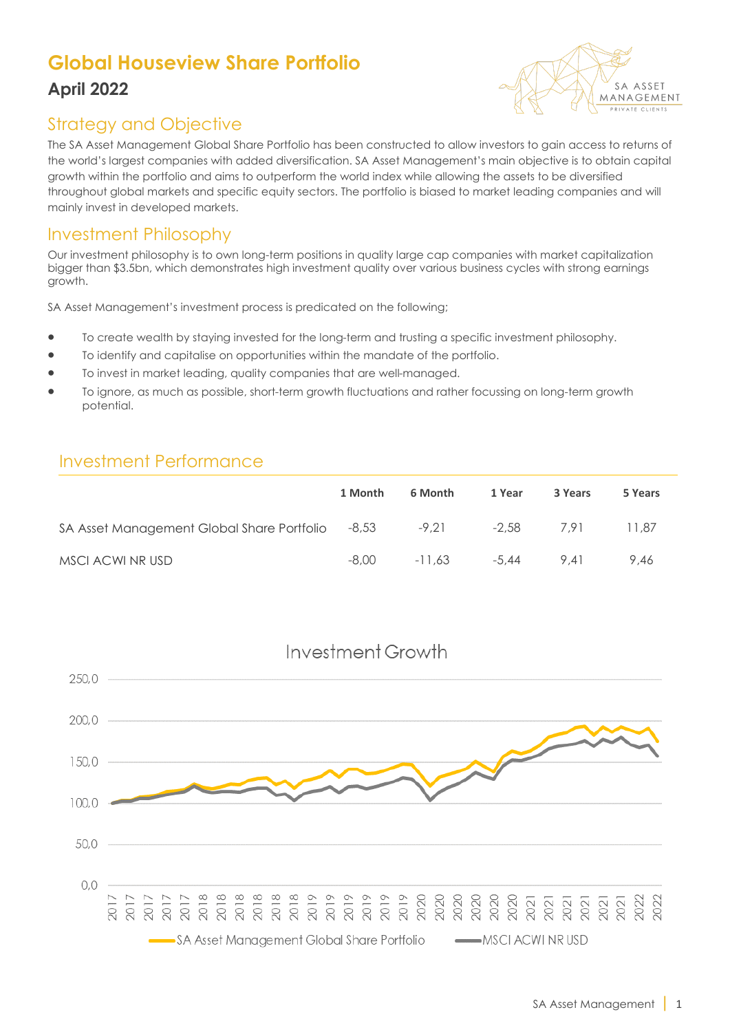# Global Houseview Share Portfolio

## April 2022

## Strategy and Objective

The SA Asset Management Global Share Portfolio has been constructed to allow investors to gain access to returns of the world's largest companies with added diversification. SA Asset Management's main objective is to obtain capital growth within the portfolio and aims to outperform the world index while allowing the assets to be diversified throughout global markets and specific equity sectors. The portfolio is biased to market leading companies and will mainly invest in developed markets.

## Investment Philosophy

Our investment philosophy is to own long-term positions in quality large cap companies with market capitalization bigger than $3.5bn, which demonstrates high investment quality over various business cycles with strong earnings growth.

SA Asset Management's investment process is predicated on the following;

- To create wealth by staying invested for the long-term and trusting a specific investment philosophy.
- To identify and capitalise on opportunities within the mandate of the portfolio.
- To invest in market leading, quality companies that are well-managed.
- To ignore, as much as possible, short-term growth fluctuations and rather focussing on long-term growth potential.

## Investment Performance

| | 1 Month | 6 Month | 1 Year | 3 Years | 5 Years |
|---|---|---|---|---|---|
| SA Asset Management Global Share Portfolio | -8,53 | -9,21 | -2,58 | 7,91 | 11,87 |
| MSCI ACWI NR USD | -8,00 | -11,63 | -5,44 | 9,41 | 9,46 |

Investment Growth

SA Asset Management Global Share Portfolio — MSCI ACWI NR USD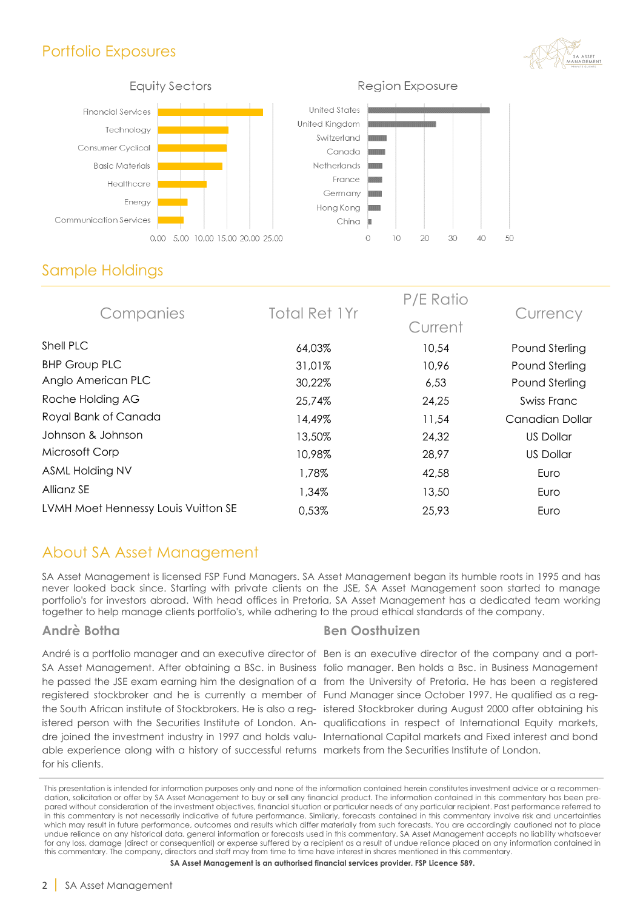## Portfolio Exposures

Equity Sectors

Financial Services
Technology
Consumer Cyclical
Basic Materials
Healthcare
Energy
Communication Services

0,00 5,00 10,00 15,00 20,00 25,00

Region Exposure

United States
United Kingdom
Switzerland
Canada
Netherlands
France
Germany
Hong Kong
China

0 10 20 30 40 50

## Sample Holdings

| Companies | Total Ret 1Yr | P/E Ratio Current | Currency |
|---|---|---|---|
| Shell PLC | 64,03% | 10,54 | Pound Sterling |
| BHP Group PLC | 31,01% | 10,96 | Pound Sterling |
| Anglo American PLC | 30,22% | 6,53 | Pound Sterling |
| Roche Holding AG | 25,74% | 24,25 | Swiss Franc |
| Royal Bank of Canada | 14,49% | 11,54 | Canadian Dollar |
| Johnson & Johnson | 13,50% | 24,32 | US Dollar |
| Microsoft Corp | 10,98% | 28,97 | US Dollar |
| ASML Holding NV | 1,78% | 42,58 | Euro |
| Allianz SE | 1,34% | 13,50 | Euro |
| LVMH Moet Hennessy Louis Vuitton SE | 0,53% | 25,93 | Euro |

## About SA Asset Management

SA Asset Management is licensed FSP Fund Managers. SA Asset Management began its humble roots in 1995 and has never looked back since. Starting with private clients on the JSE, SA Asset Management soon started to manage portfolio's for investors abroad. With head offices in Pretoria, SA Asset Management has a dedicated team working together to help manage clients portfolio's, while adhering to the proud ethical standards of the company.

### Andrè Botha

André is a portfolio manager and an executive director of SA Asset Management. After obtaining a BSc. in Business he passed the JSE exam earning him the designation of a registered stockbroker and he is currently a member of the South African institute of Stockbrokers. He is also a registered person with the Securities Institute of London. Andre joined the investment industry in 1997 and holds valuable experience along with a history of successful returns for his clients.

### Ben Oosthuizen

Ben is an executive director of the company and a portfolio manager. Ben holds a Bsc. in Business Management from the University of Pretoria. He has been a registered Fund Manager since October 1997. He qualified as a registered Stockbroker during August 2000 after obtaining his qualifications in respect of International Equity markets, International Capital markets and Fixed interest and bond markets from the Securities Institute of London.

This presentation is intended for information purposes only and none of the information contained herein constitutes investment advice or a recommendation, solicitation or offer by SA Asset Management to buy or sell any financial product. The information contained in this commentary has been prepared without consideration of the investment objectives, financial situation or particular needs of any particular recipient. Past performance referred to in this commentary is not necessarily indicative of future performance. Similarly, forecasts contained in this commentary involve risk and uncertainties which may result in future performance, outcomes and results which differ materially from such forecasts. You are accordingly cautioned not to place undue reliance on any historical data, general information or forecasts used in this commentary. SA Asset Management accepts no liability whatsoever for any loss, damage (direct or consequential) or expense suffered by a recipient as a result of undue reliance placed on any information contained in this commentary. The company, directors and staff may from time to time have interest in shares mentioned in this commentary.

**SA Asset Management is an authorised financial services provider. FSP Licence 589.**